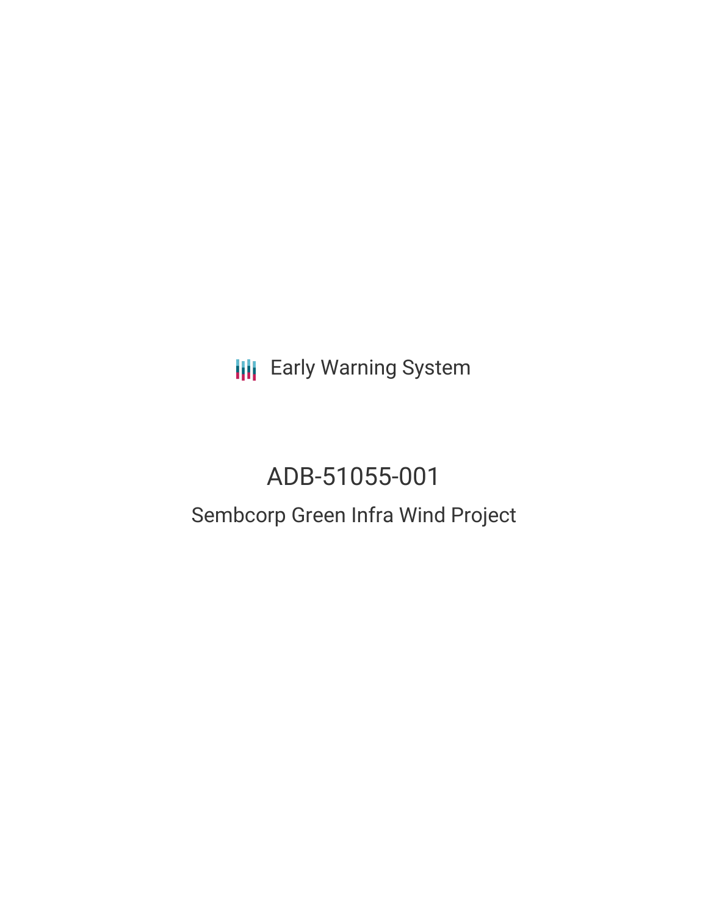Early Warning System

# ADB-51055-001

## Sembcorp Green Infra Wind Project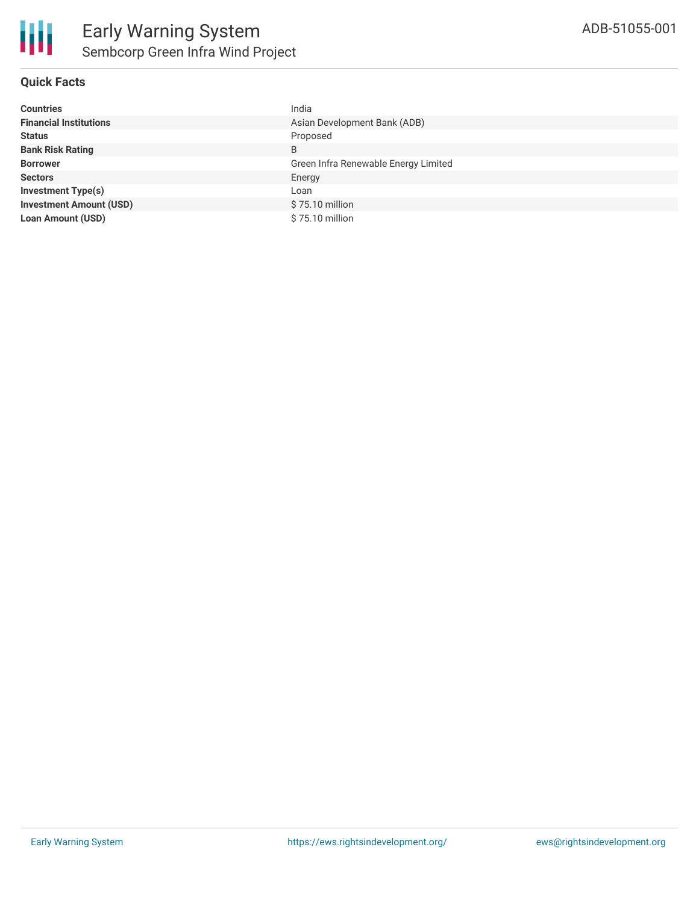# Early Warning System

## Sembcorp Green Infra Wind Project

ADB-51055-001

### Quick Facts

| | |
|---|---|
| **Countries** | India |
| **Financial Institutions** | Asian Development Bank (ADB) |
| **Status** | Proposed |
| **Bank Risk Rating** | B |
| **Borrower** | Green Infra Renewable Energy Limited |
| **Sectors** | Energy |
| **Investment Type(s)** | Loan |
| **Investment Amount (USD)** | $ 75.10 million |
| **Loan Amount (USD)** | $ 75.10 million |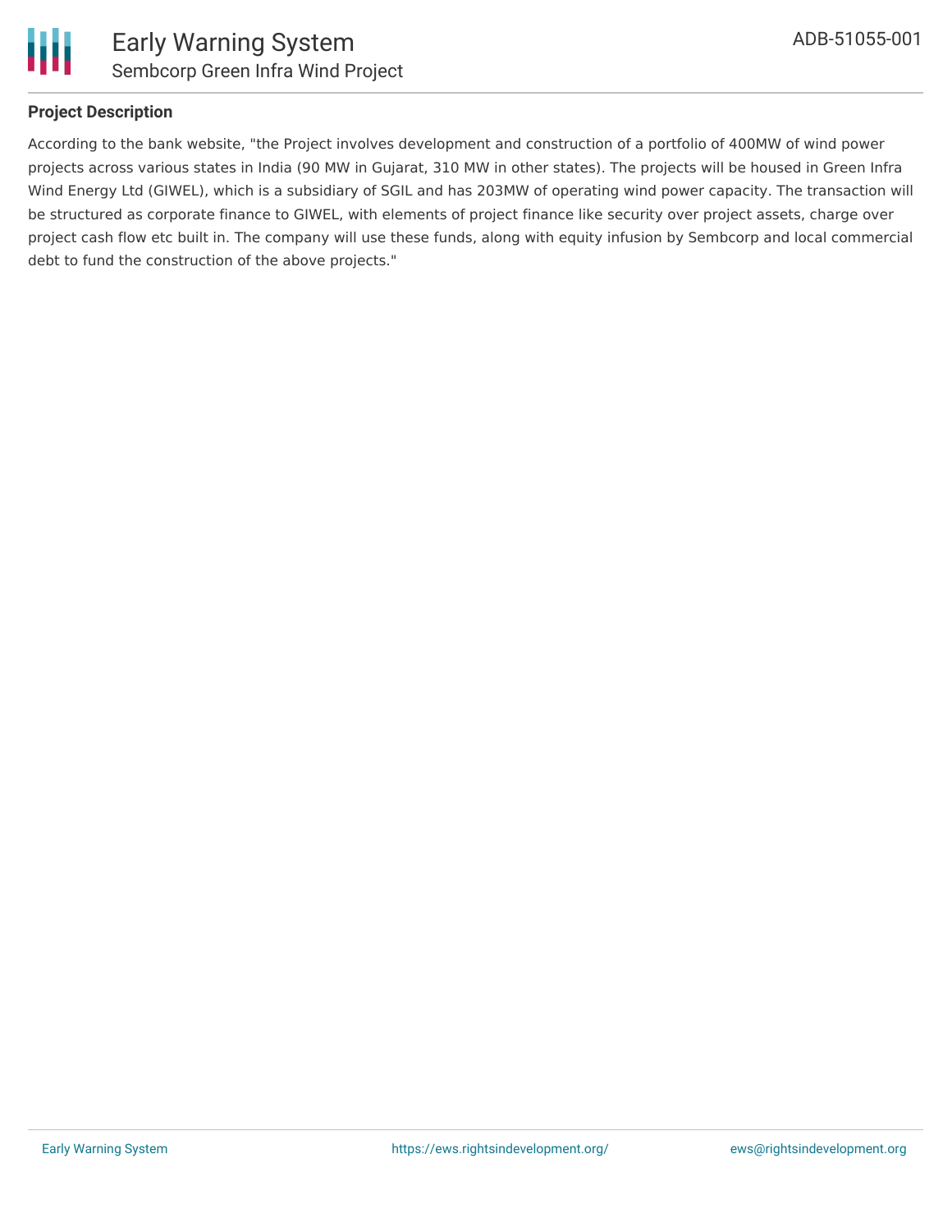## Project Description

According to the bank website, "the Project involves development and construction of a portfolio of 400MW of wind power projects across various states in India (90 MW in Gujarat, 310 MW in other states). The projects will be housed in Green Infra Wind Energy Ltd (GIWEL), which is a subsidiary of SGIL and has 203MW of operating wind power capacity. The transaction will be structured as corporate finance to GIWEL, with elements of project finance like security over project assets, charge over project cash flow etc built in. The company will use these funds, along with equity infusion by Sembcorp and local commercial debt to fund the construction of the above projects."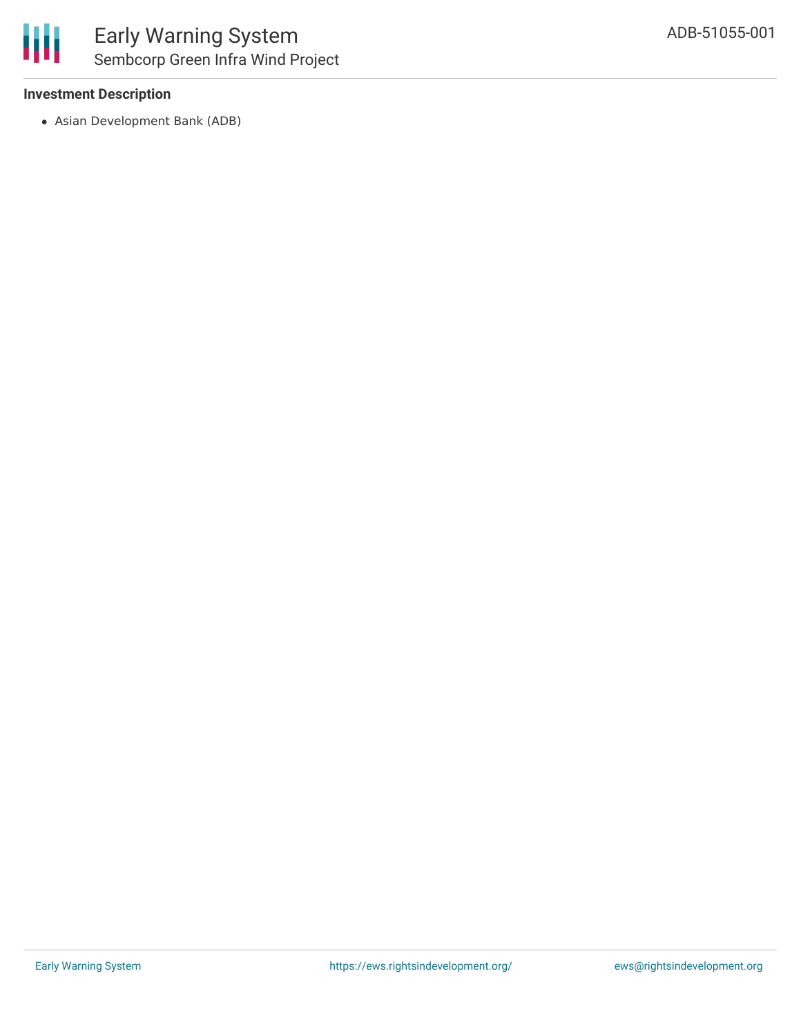### Investment Description

- Asian Development Bank (ADB)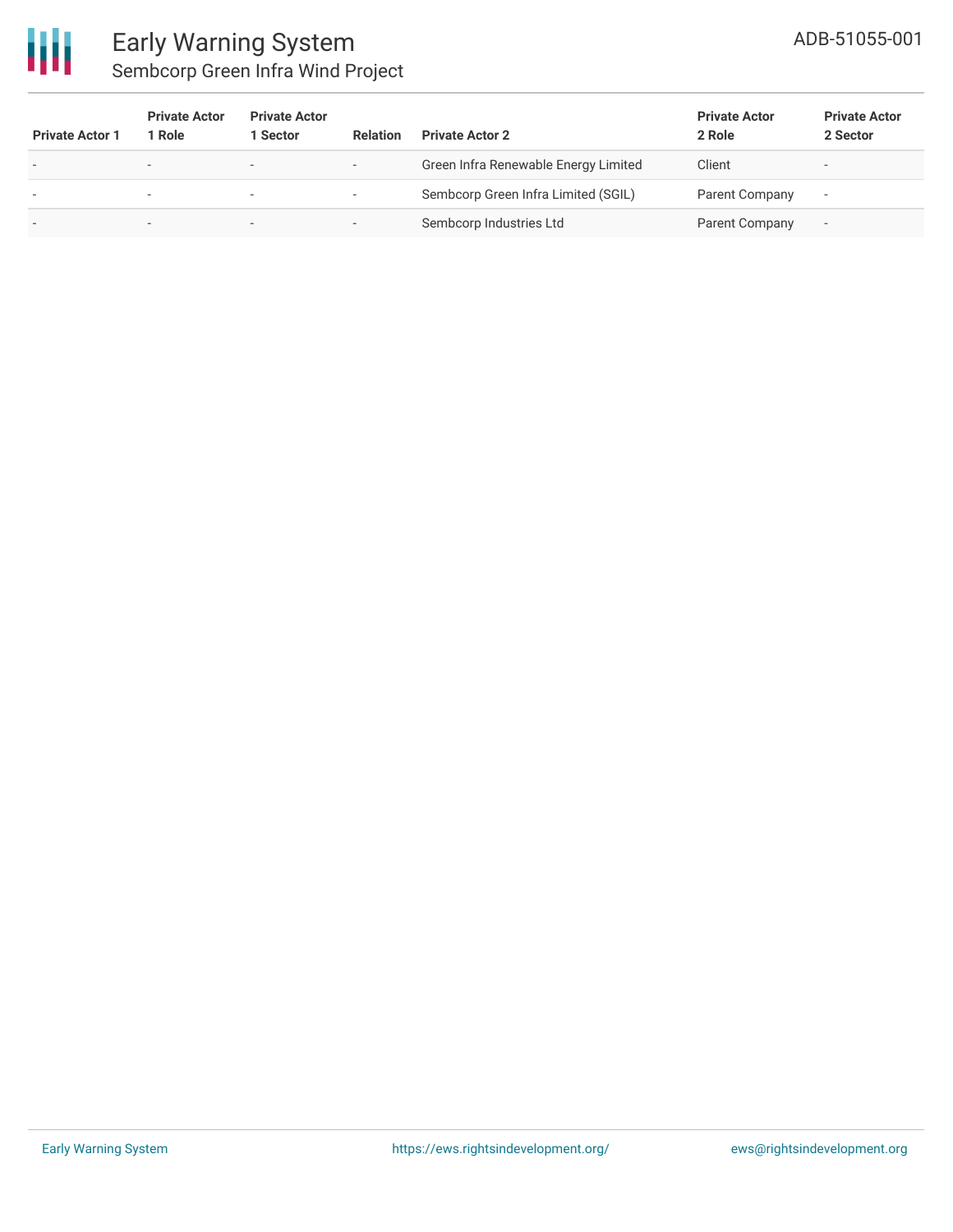| Private Actor 1 | Private Actor 1 Role | Private Actor 1 Sector | Relation | Private Actor 2 | Private Actor 2 Role | Private Actor 2 Sector |
|---|---|---|---|---|---|---|
| - | - | - | - | Green Infra Renewable Energy Limited | Client | - |
| - | - | - | - | Sembcorp Green Infra Limited (SGIL) | Parent Company | - |
| - | - | - | - | Sembcorp Industries Ltd | Parent Company | - |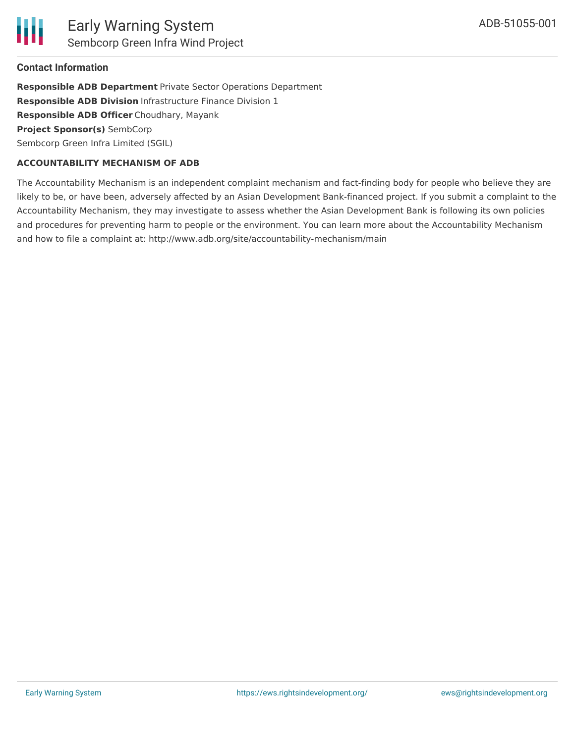## Contact Information

**Responsible ADB Department** Private Sector Operations Department
**Responsible ADB Division** Infrastructure Finance Division 1
**Responsible ADB Officer** Choudhary, Mayank
**Project Sponsor(s)** SembCorp
Sembcorp Green Infra Limited (SGIL)

**ACCOUNTABILITY MECHANISM OF ADB**

The Accountability Mechanism is an independent complaint mechanism and fact-finding body for people who believe they are likely to be, or have been, adversely affected by an Asian Development Bank-financed project. If you submit a complaint to the Accountability Mechanism, they may investigate to assess whether the Asian Development Bank is following its own policies and procedures for preventing harm to people or the environment. You can learn more about the Accountability Mechanism and how to file a complaint at: http://www.adb.org/site/accountability-mechanism/main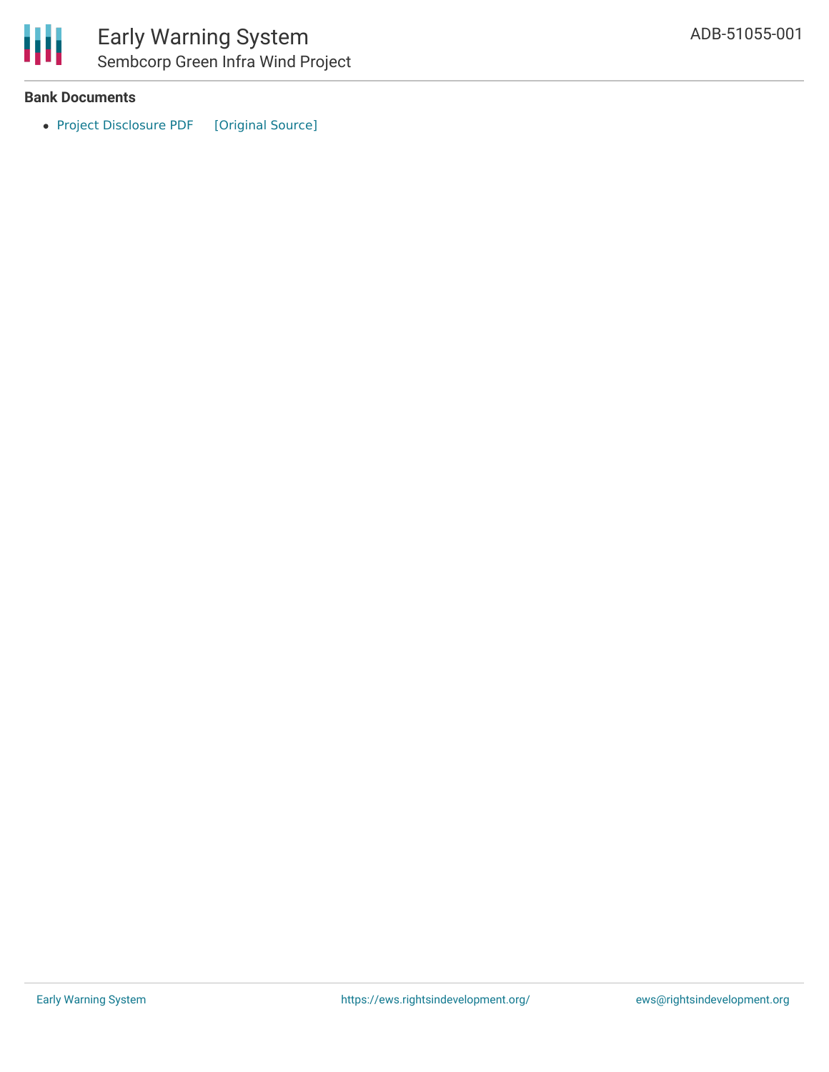**Bank Documents**

- Project Disclosure PDF [Original Source]